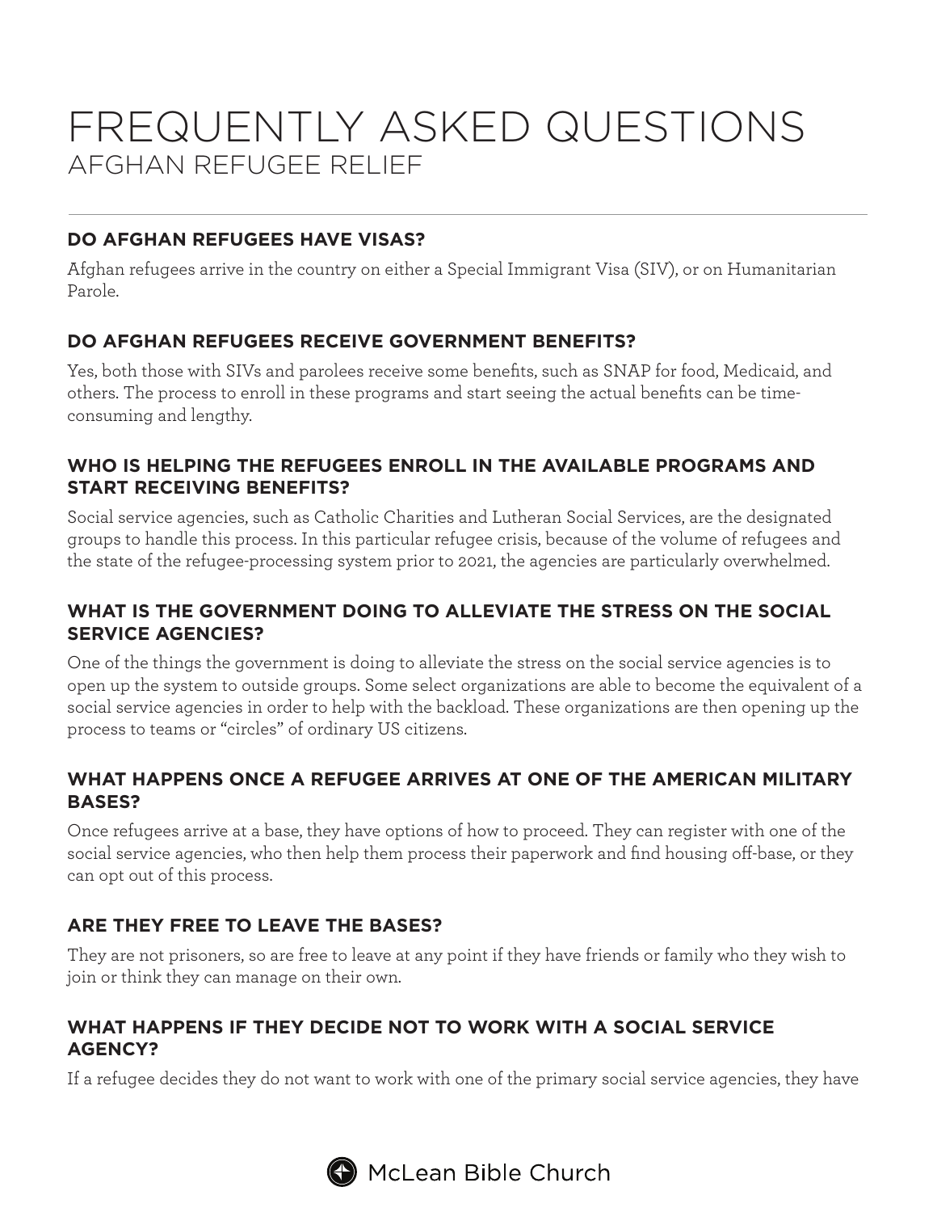# FREQUENTLY ASKED QUESTIONS
## AFGHAN REFUGEE RELIEF

### DO AFGHAN REFUGEES HAVE VISAS?

Afghan refugees arrive in the country on either a Special Immigrant Visa (SIV), or on Humanitarian Parole.

### DO AFGHAN REFUGEES RECEIVE GOVERNMENT BENEFITS?

Yes, both those with SIVs and parolees receive some benefits, such as SNAP for food, Medicaid, and others. The process to enroll in these programs and start seeing the actual benefits can be time-consuming and lengthy.

### WHO IS HELPING THE REFUGEES ENROLL IN THE AVAILABLE PROGRAMS AND START RECEIVING BENEFITS?

Social service agencies, such as Catholic Charities and Lutheran Social Services, are the designated groups to handle this process. In this particular refugee crisis, because of the volume of refugees and the state of the refugee-processing system prior to 2021, the agencies are particularly overwhelmed.

### WHAT IS THE GOVERNMENT DOING TO ALLEVIATE THE STRESS ON THE SOCIAL SERVICE AGENCIES?

One of the things the government is doing to alleviate the stress on the social service agencies is to open up the system to outside groups. Some select organizations are able to become the equivalent of a social service agencies in order to help with the backload. These organizations are then opening up the process to teams or "circles" of ordinary US citizens.

### WHAT HAPPENS ONCE A REFUGEE ARRIVES AT ONE OF THE AMERICAN MILITARY BASES?

Once refugees arrive at a base, they have options of how to proceed. They can register with one of the social service agencies, who then help them process their paperwork and find housing off-base, or they can opt out of this process.

### ARE THEY FREE TO LEAVE THE BASES?

They are not prisoners, so are free to leave at any point if they have friends or family who they wish to join or think they can manage on their own.

### WHAT HAPPENS IF THEY DECIDE NOT TO WORK WITH A SOCIAL SERVICE AGENCY?

If a refugee decides they do not want to work with one of the primary social service agencies, they have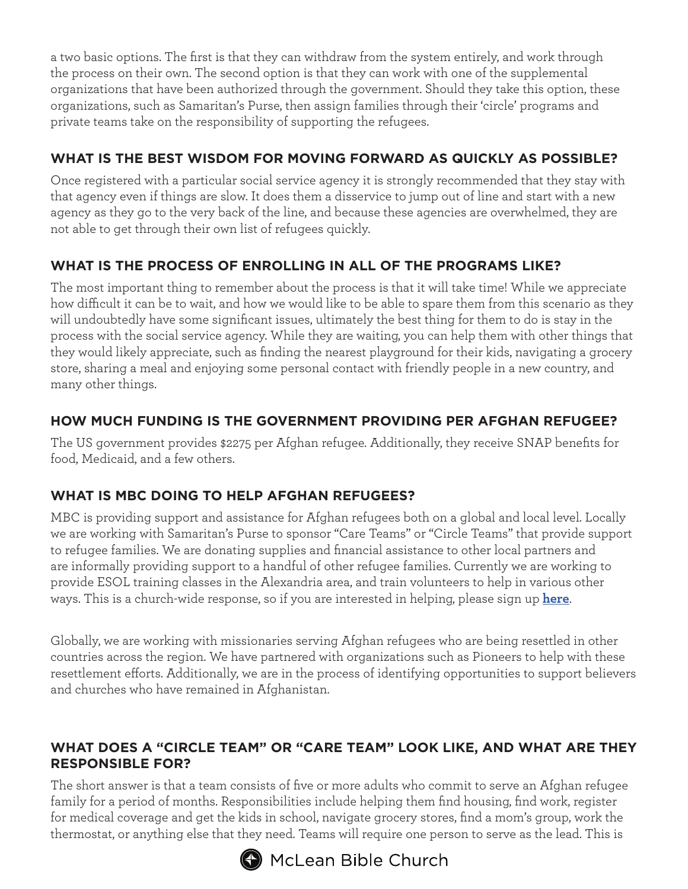a two basic options. The first is that they can withdraw from the system entirely, and work through the process on their own. The second option is that they can work with one of the supplemental organizations that have been authorized through the government. Should they take this option, these organizations, such as Samaritan's Purse, then assign families through their 'circle' programs and private teams take on the responsibility of supporting the refugees.

## WHAT IS THE BEST WISDOM FOR MOVING FORWARD AS QUICKLY AS POSSIBLE?

Once registered with a particular social service agency it is strongly recommended that they stay with that agency even if things are slow. It does them a disservice to jump out of line and start with a new agency as they go to the very back of the line, and because these agencies are overwhelmed, they are not able to get through their own list of refugees quickly.

## WHAT IS THE PROCESS OF ENROLLING IN ALL OF THE PROGRAMS LIKE?

The most important thing to remember about the process is that it will take time! While we appreciate how difficult it can be to wait, and how we would like to be able to spare them from this scenario as they will undoubtedly have some significant issues, ultimately the best thing for them to do is stay in the process with the social service agency. While they are waiting, you can help them with other things that they would likely appreciate, such as finding the nearest playground for their kids, navigating a grocery store, sharing a meal and enjoying some personal contact with friendly people in a new country, and many other things.

## HOW MUCH FUNDING IS THE GOVERNMENT PROVIDING PER AFGHAN REFUGEE?

The US government provides $2275 per Afghan refugee. Additionally, they receive SNAP benefits for food, Medicaid, and a few others.

## WHAT IS MBC DOING TO HELP AFGHAN REFUGEES?

MBC is providing support and assistance for Afghan refugees both on a global and local level. Locally we are working with Samaritan's Purse to sponsor "Care Teams" or "Circle Teams" that provide support to refugee families. We are donating supplies and financial assistance to other local partners and are informally providing support to a handful of other refugee families. Currently we are working to provide ESOL training classes in the Alexandria area, and train volunteers to help in various other ways. This is a church-wide response, so if you are interested in helping, please sign up **here**.

Globally, we are working with missionaries serving Afghan refugees who are being resettled in other countries across the region. We have partnered with organizations such as Pioneers to help with these resettlement efforts. Additionally, we are in the process of identifying opportunities to support believers and churches who have remained in Afghanistan.

## WHAT DOES A "CIRCLE TEAM" OR "CARE TEAM" LOOK LIKE, AND WHAT ARE THEY RESPONSIBLE FOR?

The short answer is that a team consists of five or more adults who commit to serve an Afghan refugee family for a period of months. Responsibilities include helping them find housing, find work, register for medical coverage and get the kids in school, navigate grocery stores, find a mom's group, work the thermostat, or anything else that they need. Teams will require one person to serve as the lead. This is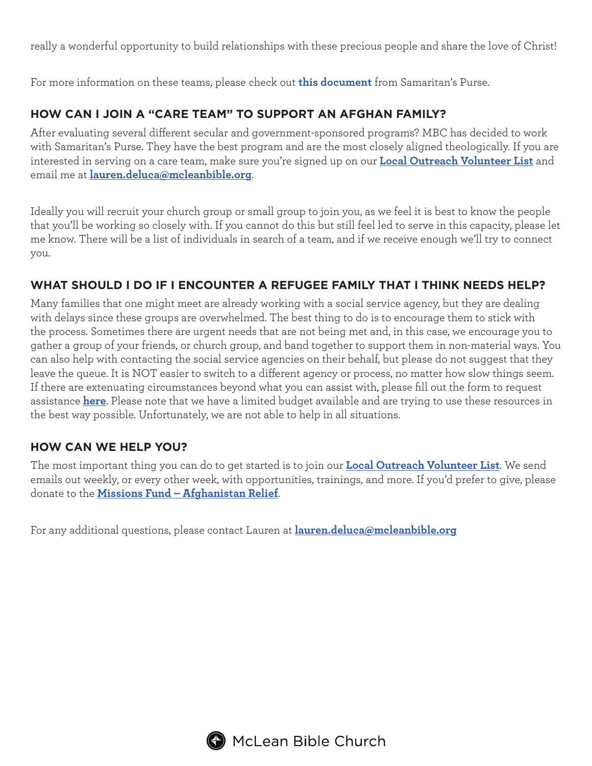really a wonderful opportunity to build relationships with these precious people and share the love of Christ!

For more information on these teams, please check out **this document** from Samaritan's Purse.

## HOW CAN I JOIN A "CARE TEAM" TO SUPPORT AN AFGHAN FAMILY?

After evaluating several different secular and government-sponsored programs? MBC has decided to work with Samaritan's Purse. They have the best program and are the most closely aligned theologically. If you are interested in serving on a care team, make sure you're signed up on our **Local Outreach Volunteer List** and email me at **lauren.deluca@mcleanbible.org**.

Ideally you will recruit your church group or small group to join you, as we feel it is best to know the people that you'll be working so closely with. If you cannot do this but still feel led to serve in this capacity, please let me know. There will be a list of individuals in search of a team, and if we receive enough we'll try to connect you.

## WHAT SHOULD I DO IF I ENCOUNTER A REFUGEE FAMILY THAT I THINK NEEDS HELP?

Many families that one might meet are already working with a social service agency, but they are dealing with delays since these groups are overwhelmed. The best thing to do is to encourage them to stick with the process. Sometimes there are urgent needs that are not being met and, in this case, we encourage you to gather a group of your friends, or church group, and band together to support them in non-material ways. You can also help with contacting the social service agencies on their behalf, but please do not suggest that they leave the queue. It is NOT easier to switch to a different agency or process, no matter how slow things seem. If there are extenuating circumstances beyond what you can assist with, please fill out the form to request assistance **here**. Please note that we have a limited budget available and are trying to use these resources in the best way possible. Unfortunately, we are not able to help in all situations.

## HOW CAN WE HELP YOU?

The most important thing you can do to get started is to join our **Local Outreach Volunteer List**. We send emails out weekly, or every other week, with opportunities, trainings, and more. If you'd prefer to give, please donate to the **Missions Fund – Afghanistan Relief**.

For any additional questions, please contact Lauren at **lauren.deluca@mcleanbible.org**